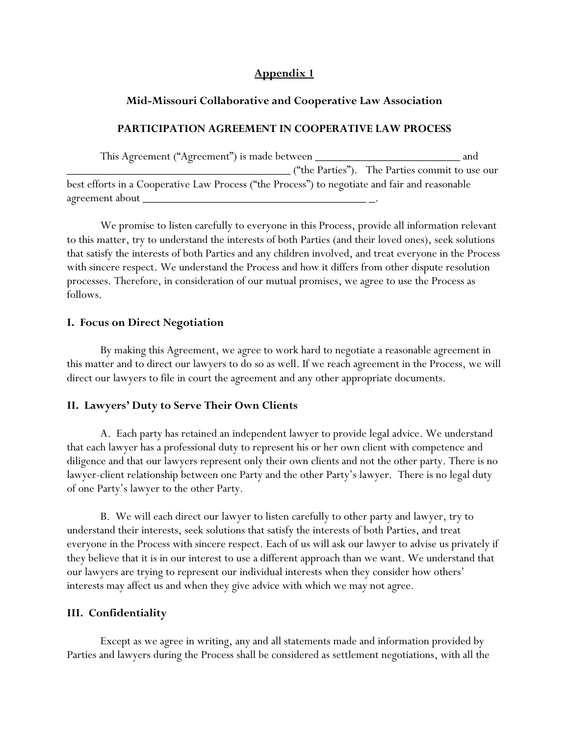## Appendix 1

### Mid-Missouri Collaborative and Cooperative Law Association

### PARTICIPATION AGREEMENT IN COOPERATIVE LAW PROCESS

This Agreement ("Agreement") is made between __________________________ and _______________________________________ ("the Parties"). The Parties commit to use our best efforts in a Cooperative Law Process ("the Process") to negotiate and fair and reasonable agreement about ________________________________________ _.

We promise to listen carefully to everyone in this Process, provide all information relevant to this matter, try to understand the interests of both Parties (and their loved ones), seek solutions that satisfy the interests of both Parties and any children involved, and treat everyone in the Process with sincere respect. We understand the Process and how it differs from other dispute resolution processes. Therefore, in consideration of our mutual promises, we agree to use the Process as follows.

#### I. Focus on Direct Negotiation

By making this Agreement, we agree to work hard to negotiate a reasonable agreement in this matter and to direct our lawyers to do so as well. If we reach agreement in the Process, we will direct our lawyers to file in court the agreement and any other appropriate documents.

#### II. Lawyers' Duty to Serve Their Own Clients

A. Each party has retained an independent lawyer to provide legal advice. We understand that each lawyer has a professional duty to represent his or her own client with competence and diligence and that our lawyers represent only their own clients and not the other party. There is no lawyer-client relationship between one Party and the other Party's lawyer. There is no legal duty of one Party's lawyer to the other Party.

B. We will each direct our lawyer to listen carefully to other party and lawyer, try to understand their interests, seek solutions that satisfy the interests of both Parties, and treat everyone in the Process with sincere respect. Each of us will ask our lawyer to advise us privately if they believe that it is in our interest to use a different approach than we want. We understand that our lawyers are trying to represent our individual interests when they consider how others' interests may affect us and when they give advice with which we may not agree.

#### III. Confidentiality

Except as we agree in writing, any and all statements made and information provided by Parties and lawyers during the Process shall be considered as settlement negotiations, with all the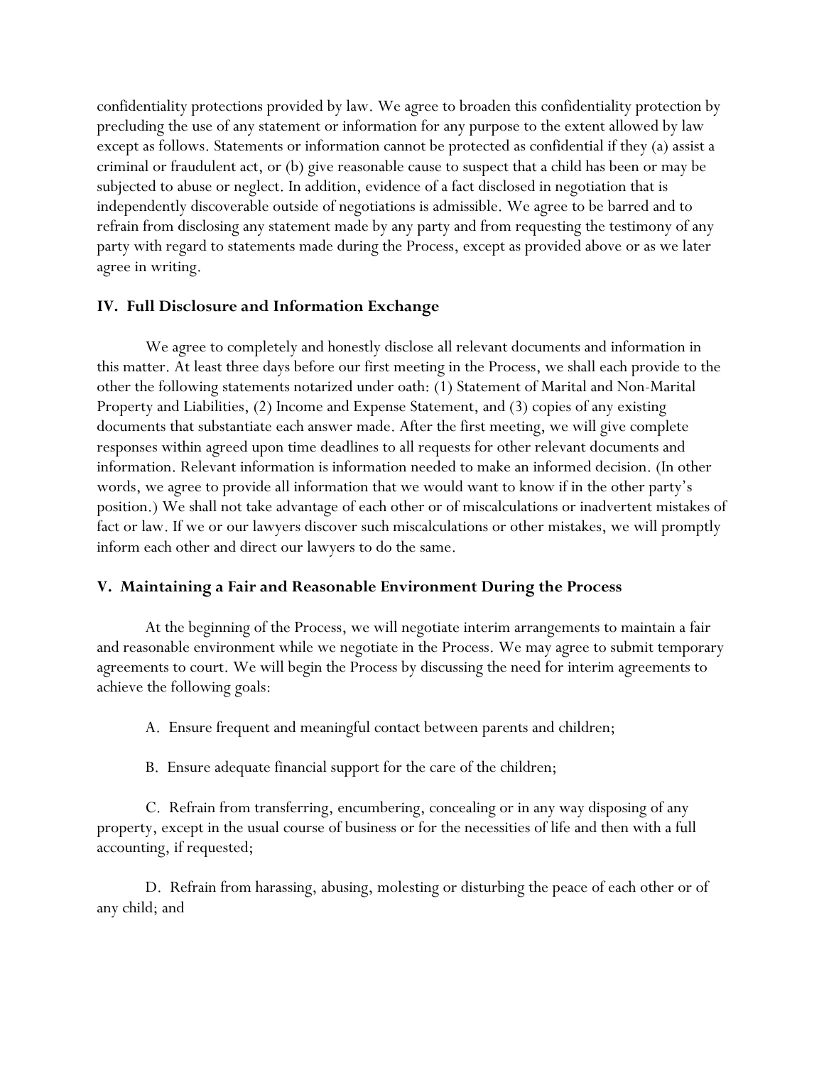confidentiality protections provided by law. We agree to broaden this confidentiality protection by precluding the use of any statement or information for any purpose to the extent allowed by law except as follows. Statements or information cannot be protected as confidential if they (a) assist a criminal or fraudulent act, or (b) give reasonable cause to suspect that a child has been or may be subjected to abuse or neglect. In addition, evidence of a fact disclosed in negotiation that is independently discoverable outside of negotiations is admissible. We agree to be barred and to refrain from disclosing any statement made by any party and from requesting the testimony of any party with regard to statements made during the Process, except as provided above or as we later agree in writing.

### IV. Full Disclosure and Information Exchange

We agree to completely and honestly disclose all relevant documents and information in this matter. At least three days before our first meeting in the Process, we shall each provide to the other the following statements notarized under oath: (1) Statement of Marital and Non-Marital Property and Liabilities, (2) Income and Expense Statement, and (3) copies of any existing documents that substantiate each answer made. After the first meeting, we will give complete responses within agreed upon time deadlines to all requests for other relevant documents and information. Relevant information is information needed to make an informed decision. (In other words, we agree to provide all information that we would want to know if in the other party's position.) We shall not take advantage of each other or of miscalculations or inadvertent mistakes of fact or law. If we or our lawyers discover such miscalculations or other mistakes, we will promptly inform each other and direct our lawyers to do the same.

### V. Maintaining a Fair and Reasonable Environment During the Process

At the beginning of the Process, we will negotiate interim arrangements to maintain a fair and reasonable environment while we negotiate in the Process. We may agree to submit temporary agreements to court. We will begin the Process by discussing the need for interim agreements to achieve the following goals:

A. Ensure frequent and meaningful contact between parents and children;

B. Ensure adequate financial support for the care of the children;

C. Refrain from transferring, encumbering, concealing or in any way disposing of any property, except in the usual course of business or for the necessities of life and then with a full accounting, if requested;

D. Refrain from harassing, abusing, molesting or disturbing the peace of each other or of any child; and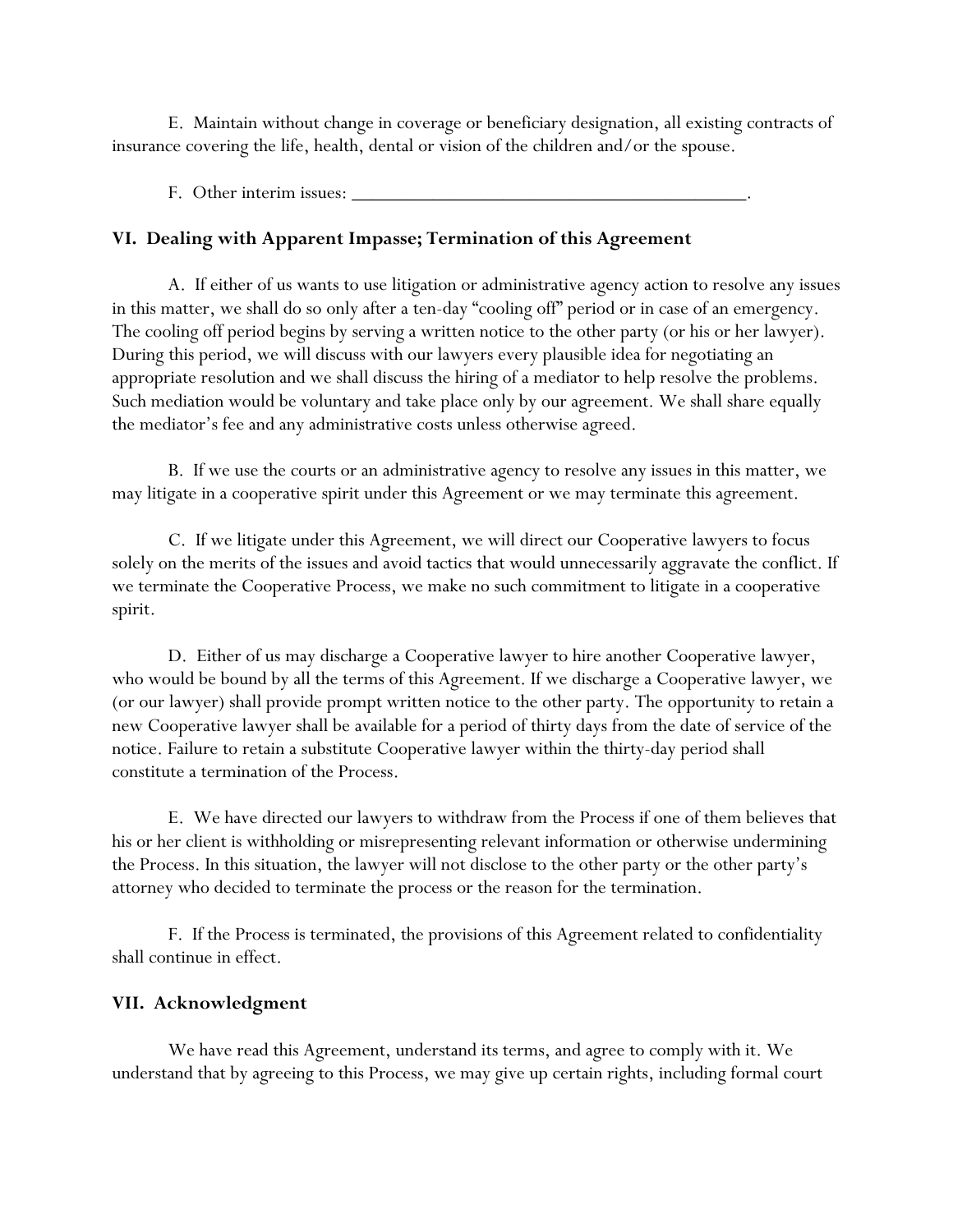E. Maintain without change in coverage or beneficiary designation, all existing contracts of insurance covering the life, health, dental or vision of the children and/or the spouse.

F. Other interim issues: ________________________________________.

## VI. Dealing with Apparent Impasse; Termination of this Agreement

A. If either of us wants to use litigation or administrative agency action to resolve any issues in this matter, we shall do so only after a ten-day "cooling off" period or in case of an emergency. The cooling off period begins by serving a written notice to the other party (or his or her lawyer). During this period, we will discuss with our lawyers every plausible idea for negotiating an appropriate resolution and we shall discuss the hiring of a mediator to help resolve the problems. Such mediation would be voluntary and take place only by our agreement. We shall share equally the mediator's fee and any administrative costs unless otherwise agreed.

B. If we use the courts or an administrative agency to resolve any issues in this matter, we may litigate in a cooperative spirit under this Agreement or we may terminate this agreement.

C. If we litigate under this Agreement, we will direct our Cooperative lawyers to focus solely on the merits of the issues and avoid tactics that would unnecessarily aggravate the conflict. If we terminate the Cooperative Process, we make no such commitment to litigate in a cooperative spirit.

D. Either of us may discharge a Cooperative lawyer to hire another Cooperative lawyer, who would be bound by all the terms of this Agreement. If we discharge a Cooperative lawyer, we (or our lawyer) shall provide prompt written notice to the other party. The opportunity to retain a new Cooperative lawyer shall be available for a period of thirty days from the date of service of the notice. Failure to retain a substitute Cooperative lawyer within the thirty-day period shall constitute a termination of the Process.

E. We have directed our lawyers to withdraw from the Process if one of them believes that his or her client is withholding or misrepresenting relevant information or otherwise undermining the Process. In this situation, the lawyer will not disclose to the other party or the other party's attorney who decided to terminate the process or the reason for the termination.

F. If the Process is terminated, the provisions of this Agreement related to confidentiality shall continue in effect.

## VII. Acknowledgment

We have read this Agreement, understand its terms, and agree to comply with it. We understand that by agreeing to this Process, we may give up certain rights, including formal court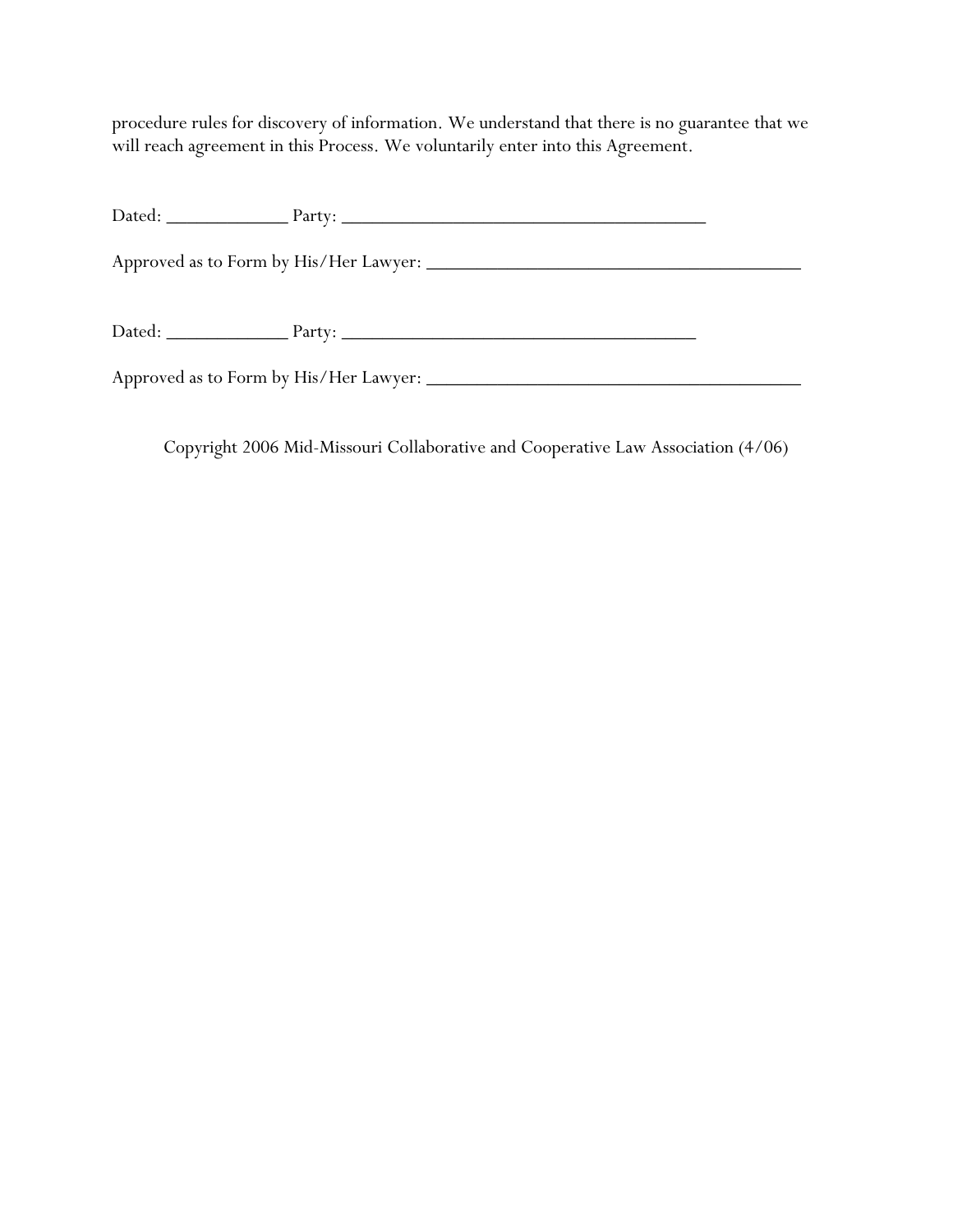procedure rules for discovery of information. We understand that there is no guarantee that we will reach agreement in this Process. We voluntarily enter into this Agreement.

Dated: _____________ Party: ______________________________________

Approved as to Form by His/Her Lawyer: ______________________________________

Dated: _____________ Party: _____________________________________

Approved as to Form by His/Her Lawyer: ______________________________________

Copyright 2006 Mid-Missouri Collaborative and Cooperative Law Association (4/06)